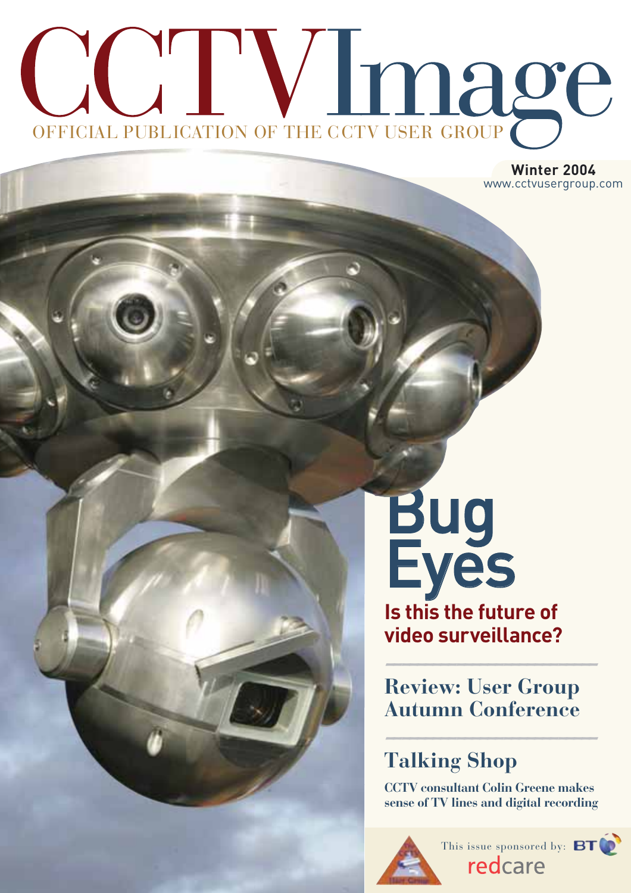# CCTV Image

OFFICIAL PUBLICATION OF THE CCTV USER GROUP

**Winter 2004**
www.cctvusergroup.com

## Bug Eyes

**Is this the future of video surveillance?**

## Review: User Group Autumn Conference

## Talking Shop

**CCTV consultant Colin Greene makes sense of TV lines and digital recording**

This issue sponsored by: BT redcare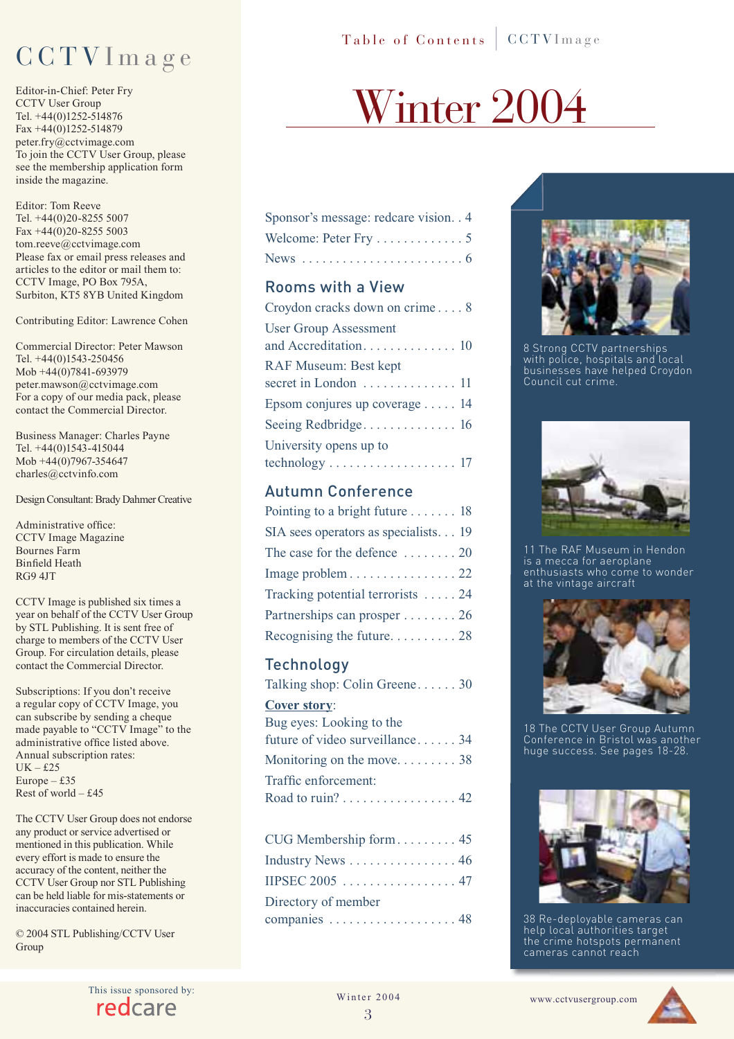# CCTVImage

Editor-in-Chief: Peter Fry
CCTV User Group
Tel. +44(0)1252-514876
Fax +44(0)1252-514879
peter.fry@cctvimage.com
To join the CCTV User Group, please see the membership application form inside the magazine.

Editor: Tom Reeve
Tel. +44(0)20-8255 5007
Fax +44(0)20-8255 5003
tom.reeve@cctvimage.com
Please fax or email press releases and articles to the editor or mail them to:
CCTV Image, PO Box 795A,
Surbiton, KT5 8YB United Kingdom

Contributing Editor: Lawrence Cohen

Commercial Director: Peter Mawson
Tel. +44(0)1543-250456
Mob +44(0)7841-693979
peter.mawson@cctvimage.com
For a copy of our media pack, please contact the Commercial Director.

Business Manager: Charles Payne
Tel. +44(0)1543-415044
Mob +44(0)7967-354647
charles@cctvinfo.com

Design Consultant: Brady Dahmer Creative

Administrative office:
CCTV Image Magazine
Bournes Farm
Binfield Heath
RG9 4JT

CCTV Image is published six times a year on behalf of the CCTV User Group by STL Publishing. It is sent free of charge to members of the CCTV User Group. For circulation details, please contact the Commercial Director.

Subscriptions: If you don't receive a regular copy of CCTV Image, you can subscribe by sending a cheque made payable to "CCTV Image" to the administrative office listed above.
Annual subscription rates:
UK – £25
Europe – £35
Rest of world – £45

The CCTV User Group does not endorse any product or service advertised or mentioned in this publication. While every effort is made to ensure the accuracy of the content, neither the CCTV User Group nor STL Publishing can be held liable for mis-statements or inaccuracies contained herein.

© 2004 STL Publishing/CCTV User Group

This issue sponsored by: redcare

Table of Contents | CCTVImage

# Winter 2004

Sponsor's message: redcare vision . . 4
Welcome: Peter Fry . . . . . . . . . . . . . 5
News . . . . . . . . . . . . . . . . . . . . . . . . . 6

## Rooms with a View

Croydon cracks down on crime . . . . 8
User Group Assessment and Accreditation . . . . . . . . . . . . . . 10
RAF Museum: Best kept secret in London . . . . . . . . . . . . . . 11
Epsom conjures up coverage . . . . . 14
Seeing Redbridge . . . . . . . . . . . . . . 16
University opens up to technology . . . . . . . . . . . . . . . . . . . 17

## Autumn Conference

Pointing to a bright future . . . . . . . 18
SIA sees operators as specialists . . . 19
The case for the defence . . . . . . . . 20
Image problem . . . . . . . . . . . . . . . . 22
Tracking potential terrorists . . . . . 24
Partnerships can prosper . . . . . . . . 26
Recognising the future . . . . . . . . . . 28

## Technology

Talking shop: Colin Greene . . . . . . 30
**Cover story**:
Bug eyes: Looking to the future of video surveillance . . . . . . 34
Monitoring on the move . . . . . . . . . 38
Traffic enforcement: Road to ruin? . . . . . . . . . . . . . . . . . 42

CUG Membership form . . . . . . . . . 45
Industry News . . . . . . . . . . . . . . . . 46
IIPSEC 2005 . . . . . . . . . . . . . . . . . 47
Directory of member companies . . . . . . . . . . . . . . . . . . . 48

8 Strong CCTV partnerships with police, hospitals and local businesses have helped Croydon Council cut crime.

11 The RAF Museum in Hendon is a mecca for aeroplane enthusiasts who come to wonder at the vintage aircraft

18 The CCTV User Group Autumn Conference in Bristol was another huge success. See pages 18-28.

38 Re-deployable cameras can help local authorities target the crime hotspots permanent cameras cannot reach

www.cctvusergroup.com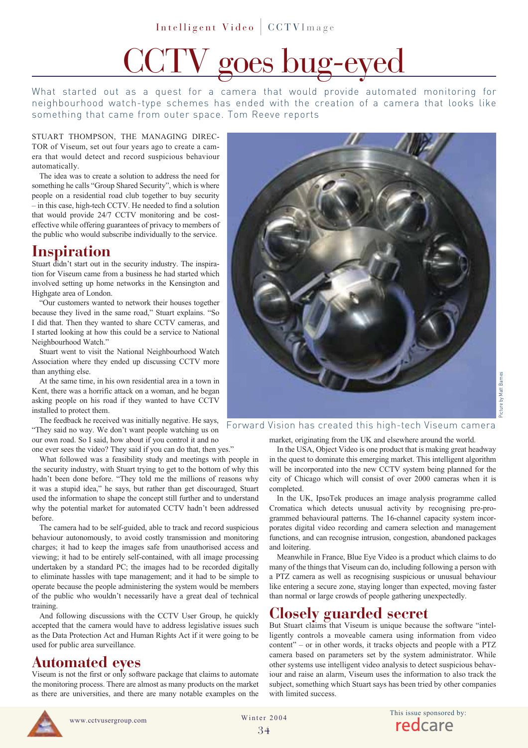# CCTV goes bug-eyed

What started out as a quest for a camera that would provide automated monitoring for neighbourhood watch-type schemes has ended with the creation of a camera that looks like something that came from outer space. Tom Reeve reports

STUART THOMPSON, THE MANAGING DIRECTOR of Viseum, set out four years ago to create a camera that would detect and record suspicious behaviour automatically.

The idea was to create a solution to address the need for something he calls "Group Shared Security", which is where people on a residential road club together to buy security – in this case, high-tech CCTV. He needed to find a solution that would provide 24/7 CCTV monitoring and be cost-effective while offering guarantees of privacy to members of the public who would subscribe individually to the service.

## Inspiration

Stuart didn't start out in the security industry. The inspiration for Viseum came from a business he had started which involved setting up home networks in the Kensington and Highgate area of London.

"Our customers wanted to network their houses together because they lived in the same road," Stuart explains. "So I did that. Then they wanted to share CCTV cameras, and I started looking at how this could be a service to National Neighbourhood Watch."

Stuart went to visit the National Neighbourhood Watch Association where they ended up discussing CCTV more than anything else.

At the same time, in his own residential area in a town in Kent, there was a horrific attack on a woman, and he began asking people on his road if they wanted to have CCTV installed to protect them.

The feedback he received was initially negative. He says, "They said no way. We don't want people watching us on our own road. So I said, how about if you control it and no one ever sees the video? They said if you can do that, then yes."

What followed was a feasibility study and meetings with people in the security industry, with Stuart trying to get to the bottom of why this hadn't been done before. "They told me the millions of reasons why it was a stupid idea," he says, but rather than get discouraged, Stuart used the information to shape the concept still further and to understand why the potential market for automated CCTV hadn't been addressed before.

The camera had to be self-guided, able to track and record suspicious behaviour autonomously, to avoid costly transmission and monitoring charges; it had to keep the images safe from unauthorised access and viewing; it had to be entirely self-contained, with all image processing undertaken by a standard PC; the images had to be recorded digitally to eliminate hassles with tape management; and it had to be simple to operate because the people administering the system would be members of the public who wouldn't necessarily have a great deal of technical training.

And following discussions with the CCTV User Group, he quickly accepted that the camera would have to address legislative issues such as the Data Protection Act and Human Rights Act if it were going to be used for public area surveillance.

## Automated eyes

Viseum is not the first or only software package that claims to automate the monitoring process. There are almost as many products on the market as there are universities, and there are many notable examples on the market, originating from the UK and elsewhere around the world.

Picture by Matt Barnes

Forward Vision has created this high-tech Viseum camera

In the USA, Object Video is one product that is making great headway in the quest to dominate this emerging market. This intelligent algorithm will be incorporated into the new CCTV system being planned for the city of Chicago which will consist of over 2000 cameras when it is completed.

In the UK, IpsoTek produces an image analysis programme called Cromatica which detects unusual activity by recognising pre-programmed behavioural patterns. The 16-channel capacity system incorporates digital video recording and camera selection and management functions, and can recognise intrusion, congestion, abandoned packages and loitering.

Meanwhile in France, Blue Eye Video is a product which claims to do many of the things that Viseum can do, including following a person with a PTZ camera as well as recognising suspicious or unusual behaviour like entering a secure zone, staying longer than expected, moving faster than normal or large crowds of people gathering unexpectedly.

## Closely guarded secret

But Stuart claims that Viseum is unique because the software "intelligently controls a moveable camera using information from video content" – or in other words, it tracks objects and people with a PTZ camera based on parameters set by the system administrator. While other systems use intelligent video analysis to detect suspicious behaviour and raise an alarm, Viseum uses the information to also track the subject, something which Stuart says has been tried by other companies with limited success.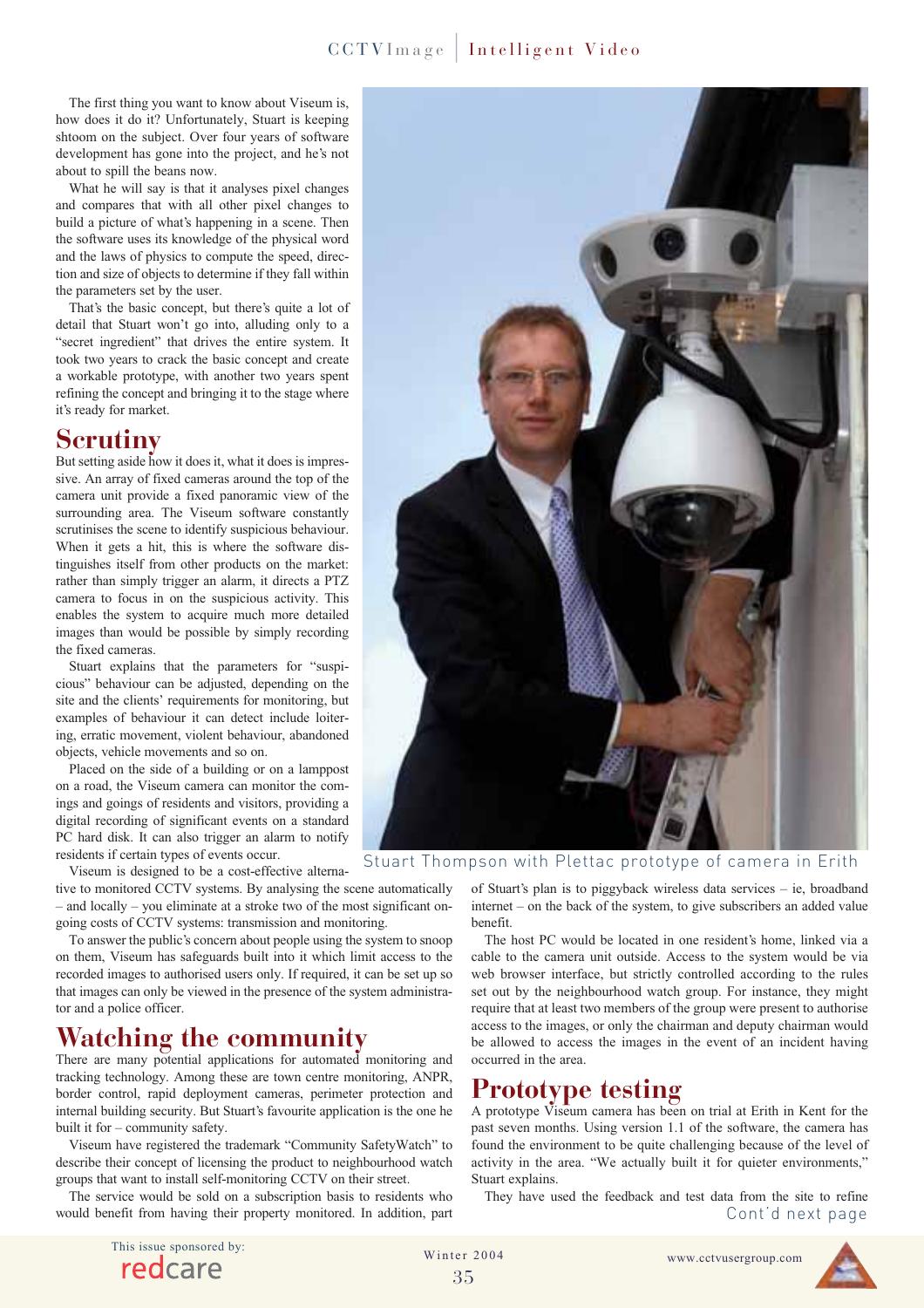The first thing you want to know about Viseum is, how does it do it? Unfortunately, Stuart is keeping shtoom on the subject. Over four years of software development has gone into the project, and he's not about to spill the beans now.

What he will say is that it analyses pixel changes and compares that with all other pixel changes to build a picture of what's happening in a scene. Then the software uses its knowledge of the physical word and the laws of physics to compute the speed, direction and size of objects to determine if they fall within the parameters set by the user.

That's the basic concept, but there's quite a lot of detail that Stuart won't go into, alluding only to a "secret ingredient" that drives the entire system. It took two years to crack the basic concept and create a workable prototype, with another two years spent refining the concept and bringing it to the stage where it's ready for market.

## Scrutiny

But setting aside how it does it, what it does is impressive. An array of fixed cameras around the top of the camera unit provide a fixed panoramic view of the surrounding area. The Viseum software constantly scrutinises the scene to identify suspicious behaviour. When it gets a hit, this is where the software distinguishes itself from other products on the market: rather than simply trigger an alarm, it directs a PTZ camera to focus in on the suspicious activity. This enables the system to acquire much more detailed images than would be possible by simply recording the fixed cameras.

Stuart explains that the parameters for "suspicious" behaviour can be adjusted, depending on the site and the clients' requirements for monitoring, but examples of behaviour it can detect include loitering, erratic movement, violent behaviour, abandoned objects, vehicle movements and so on.

Placed on the side of a building or on a lamppost on a road, the Viseum camera can monitor the comings and goings of residents and visitors, providing a digital recording of significant events on a standard PC hard disk. It can also trigger an alarm to notify residents if certain types of events occur.

Stuart Thompson with Plettac prototype of camera in Erith

Viseum is designed to be a cost-effective alternative to monitored CCTV systems. By analysing the scene automatically – and locally – you eliminate at a stroke two of the most significant ongoing costs of CCTV systems: transmission and monitoring.

To answer the public's concern about people using the system to snoop on them, Viseum has safeguards built into it which limit access to the recorded images to authorised users only. If required, it can be set up so that images can only be viewed in the presence of the system administrator and a police officer.

## Watching the community

There are many potential applications for automated monitoring and tracking technology. Among these are town centre monitoring, ANPR, border control, rapid deployment cameras, perimeter protection and internal building security. But Stuart's favourite application is the one he built it for – community safety.

Viseum have registered the trademark "Community SafetyWatch" to describe their concept of licensing the product to neighbourhood watch groups that want to install self-monitoring CCTV on their street.

The service would be sold on a subscription basis to residents who would benefit from having their property monitored. In addition, part of Stuart's plan is to piggyback wireless data services – ie, broadband internet – on the back of the system, to give subscribers an added value benefit.

The host PC would be located in one resident's home, linked via a cable to the camera unit outside. Access to the system would be via web browser interface, but strictly controlled according to the rules set out by the neighbourhood watch group. For instance, they might require that at least two members of the group were present to authorise access to the images, or only the chairman and deputy chairman would be allowed to access the images in the event of an incident having occurred in the area.

## Prototype testing

A prototype Viseum camera has been on trial at Erith in Kent for the past seven months. Using version 1.1 of the software, the camera has found the environment to be quite challenging because of the level of activity in the area. "We actually built it for quieter environments," Stuart explains.

They have used the feedback and test data from the site to refine

Cont'd next page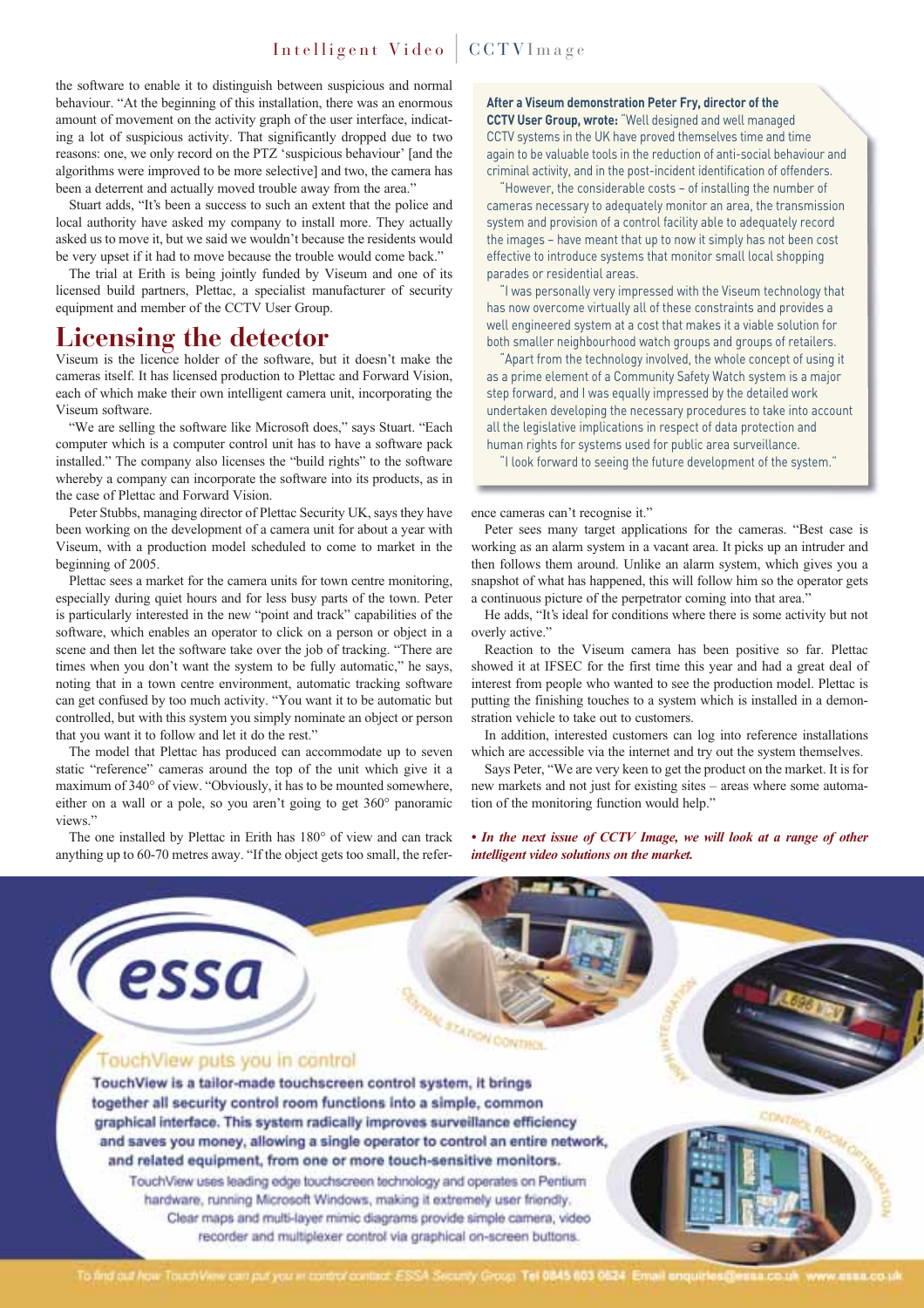the software to enable it to distinguish between suspicious and normal behaviour. "At the beginning of this installation, there was an enormous amount of movement on the activity graph of the user interface, indicating a lot of suspicious activity. That significantly dropped due to two reasons: one, we only record on the PTZ 'suspicious behaviour' [and the algorithms were improved to be more selective] and two, the camera has been a deterrent and actually moved trouble away from the area."

Stuart adds, "It's been a success to such an extent that the police and local authority have asked my company to install more. They actually asked us to move it, but we said we wouldn't because the residents would be very upset if it had to move because the trouble would come back."

The trial at Erith is being jointly funded by Viseum and one of its licensed build partners, Plettac, a specialist manufacturer of security equipment and member of the CCTV User Group.

## Licensing the detector

Viseum is the licence holder of the software, but it doesn't make the cameras itself. It has licensed production to Plettac and Forward Vision, each of which make their own intelligent camera unit, incorporating the Viseum software.

"We are selling the software like Microsoft does," says Stuart. "Each computer which is a computer control unit has to have a software pack installed." The company also licenses the "build rights" to the software whereby a company can incorporate the software into its products, as in the case of Plettac and Forward Vision.

Peter Stubbs, managing director of Plettac Security UK, says they have been working on the development of a camera unit for about a year with Viseum, with a production model scheduled to come to market in the beginning of 2005.

Plettac sees a market for the camera units for town centre monitoring, especially during quiet hours and for less busy parts of the town. Peter is particularly interested in the new "point and track" capabilities of the software, which enables an operator to click on a person or object in a scene and then let the software take over the job of tracking. "There are times when you don't want the system to be fully automatic," he says, noting that in a town centre environment, automatic tracking software can get confused by too much activity. "You want it to be automatic but controlled, but with this system you simply nominate an object or person that you want it to follow and let it do the rest."

The model that Plettac has produced can accommodate up to seven static "reference" cameras around the top of the unit which give it a maximum of 340° of view. "Obviously, it has to be mounted somewhere, either on a wall or a pole, so you aren't going to get 360° panoramic views."

The one installed by Plettac in Erith has 180° of view and can track anything up to 60-70 metres away. "If the object gets too small, the reference cameras can't recognise it."

Peter sees many target applications for the cameras. "Best case is working as an alarm system in a vacant area. It picks up an intruder and then follows them around. Unlike an alarm system, which gives you a snapshot of what has happened, this will follow him so the operator gets a continuous picture of the perpetrator coming into that area."

He adds, "It's ideal for conditions where there is some activity but not overly active."

Reaction to the Viseum camera has been positive so far. Plettac showed it at IFSEC for the first time this year and had a great deal of interest from people who wanted to see the production model. Plettac is putting the finishing touches to a system which is installed in a demonstration vehicle to take out to customers.

In addition, interested customers can log into reference installations which are accessible via the internet and try out the system themselves.

Says Peter, "We are very keen to get the product on the market. It is for new markets and not just for existing sites – areas where some automation of the monitoring function would help."

***• In the next issue of CCTV Image, we will look at a range of other intelligent video solutions on the market.***

**After a Viseum demonstration Peter Fry, director of the CCTV User Group, wrote:** "Well designed and well managed CCTV systems in the UK have proved themselves time and time again to be valuable tools in the reduction of anti-social behaviour and criminal activity, and in the post-incident identification of offenders.

"However, the considerable costs – of installing the number of cameras necessary to adequately monitor an area, the transmission system and provision of a control facility able to adequately record the images – have meant that up to now it simply has not been cost effective to introduce systems that monitor small local shopping parades or residential areas.

"I was personally very impressed with the Viseum technology that has now overcome virtually all of these constraints and provides a well engineered system at a cost that makes it a viable solution for both smaller neighbourhood watch groups and groups of retailers.

"Apart from the technology involved, the whole concept of using it as a prime element of a Community Safety Watch system is a major step forward, and I was equally impressed by the detailed work undertaken developing the necessary procedures to take into account all the legislative implications in respect of data protection and human rights for systems used for public area surveillance.

"I look forward to seeing the future development of the system."

essa

TouchView puts you in control

**TouchView is a tailor-made touchscreen control system, it brings together all security control room functions into a simple, common graphical interface. This system radically improves surveillance efficiency and saves you money, allowing a single operator to control an entire network, and related equipment, from one or more touch-sensitive monitors.**

TouchView uses leading edge touchscreen technology and operates on Pentium hardware, running Microsoft Windows, making it extremely user friendly. Clear maps and multi-layer mimic diagrams provide simple camera, video recorder and multiplexer control via graphical on-screen buttons.

Central Station Control · ANPR Integration · Control Room Optimisation

To find out how TouchView can put you in control contact: ESSA Security Group **Tel 0845 603 0624 Email enquiries@essa.co.uk www.essa.co.uk**